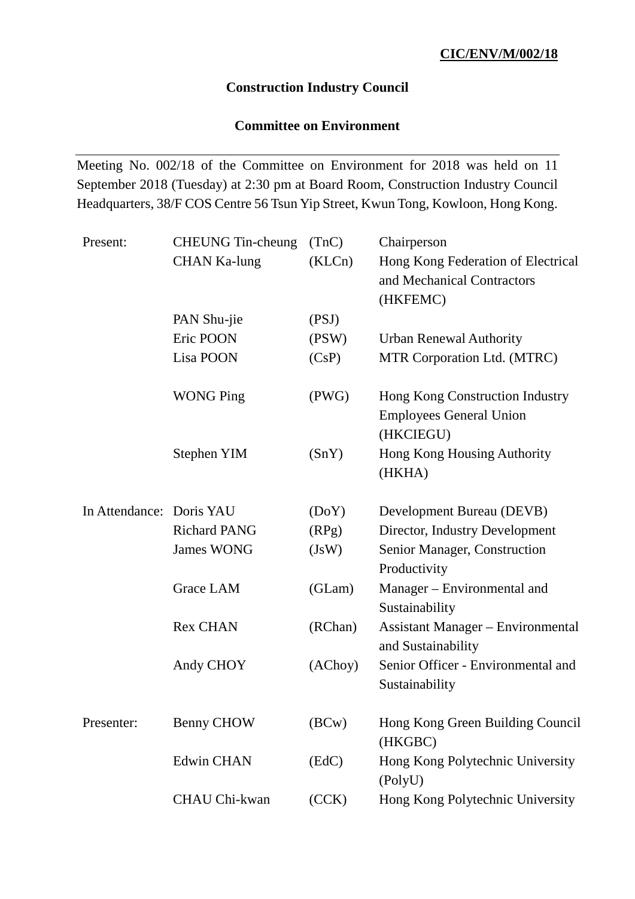**CIC/ENV/M/002/18**

**Construction Industry Council**

**Committee on Environment**

---

Meeting No. 002/18 of the Committee on Environment for 2018 was held on 11 September 2018 (Tuesday) at 2:30 pm at Board Room, Construction Industry Council Headquarters, 38/F COS Centre 56 Tsun Yip Street, Kwun Tong, Kowloon, Hong Kong.

| | | | |
|---|---|---|---|
| Present: | CHEUNG Tin-cheung | (TnC) | Chairperson |
| | CHAN Ka-lung | (KLCn) | Hong Kong Federation of Electrical and Mechanical Contractors (HKFEMC) |
| | PAN Shu-jie | (PSJ) | |
| | Eric POON | (PSW) | Urban Renewal Authority |
| | Lisa POON | (CsP) | MTR Corporation Ltd. (MTRC) |
| | WONG Ping | (PWG) | Hong Kong Construction Industry Employees General Union (HKCIEGU) |
| | Stephen YIM | (SnY) | Hong Kong Housing Authority (HKHA) |
| In Attendance: | Doris YAU | (DoY) | Development Bureau (DEVB) |
| | Richard PANG | (RPg) | Director, Industry Development |
| | James WONG | (JsW) | Senior Manager, Construction Productivity |
| | Grace LAM | (GLam) | Manager – Environmental and Sustainability |
| | Rex CHAN | (RChan) | Assistant Manager – Environmental and Sustainability |
| | Andy CHOY | (AChoy) | Senior Officer - Environmental and Sustainability |
| Presenter: | Benny CHOW | (BCw) | Hong Kong Green Building Council (HKGBC) |
| | Edwin CHAN | (EdC) | Hong Kong Polytechnic University (PolyU) |
| | CHAU Chi-kwan | (CCK) | Hong Kong Polytechnic University |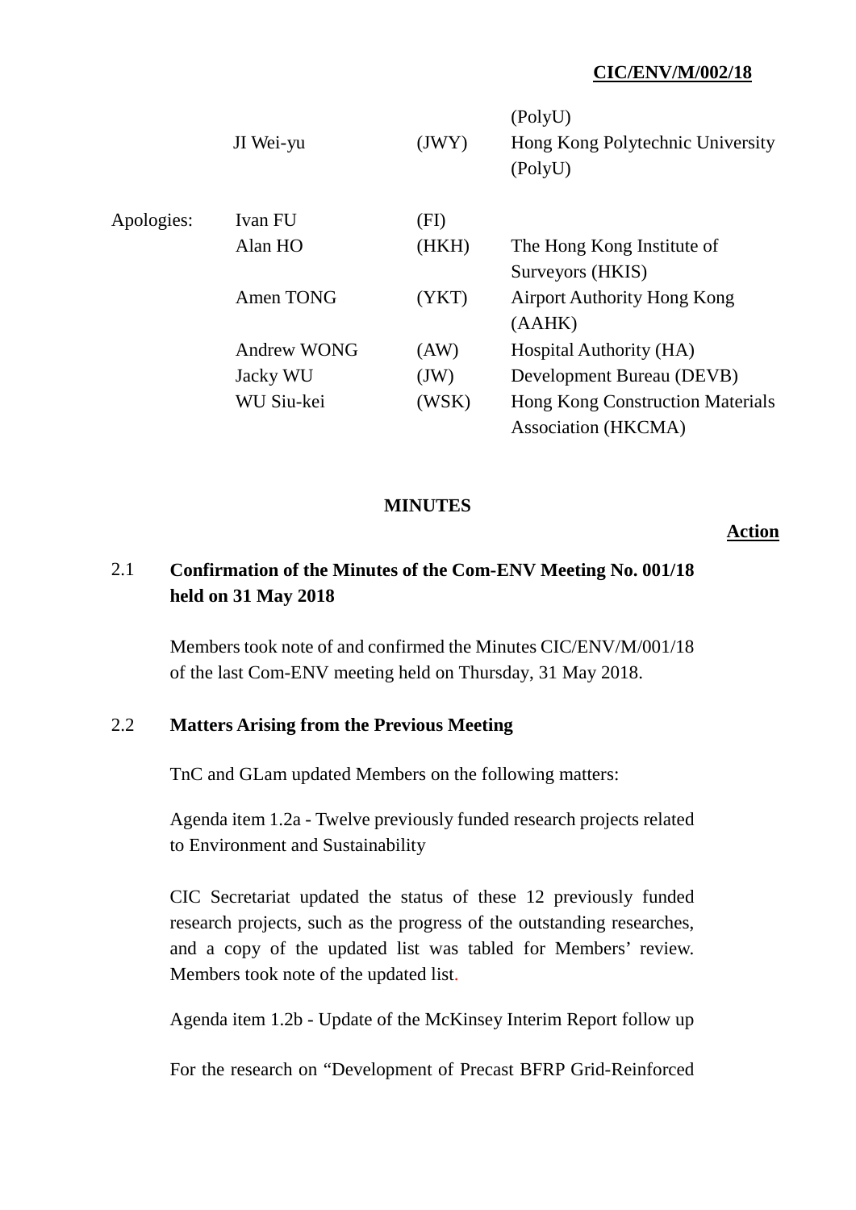|  |  |  | (PolyU) |
| --- | --- | --- | --- |
|  | JI Wei-yu | (JWY) | Hong Kong Polytechnic University (PolyU) |
| Apologies: | Ivan FU | (FI) |  |
|  | Alan HO | (HKH) | The Hong Kong Institute of Surveyors (HKIS) |
|  | Amen TONG | (YKT) | Airport Authority Hong Kong (AAHK) |
|  | Andrew WONG | (AW) | Hospital Authority (HA) |
|  | Jacky WU | (JW) | Development Bureau (DEVB) |
|  | WU Siu-kei | (WSK) | Hong Kong Construction Materials Association (HKCMA) |

## MINUTES

**Action**

### 2.1 Confirmation of the Minutes of the Com-ENV Meeting No. 001/18 held on 31 May 2018

Members took note of and confirmed the Minutes CIC/ENV/M/001/18 of the last Com-ENV meeting held on Thursday, 31 May 2018.

### 2.2 Matters Arising from the Previous Meeting

TnC and GLam updated Members on the following matters:

Agenda item 1.2a - Twelve previously funded research projects related to Environment and Sustainability

CIC Secretariat updated the status of these 12 previously funded research projects, such as the progress of the outstanding researches, and a copy of the updated list was tabled for Members' review. Members took note of the updated list.

Agenda item 1.2b - Update of the McKinsey Interim Report follow up

For the research on "Development of Precast BFRP Grid-Reinforced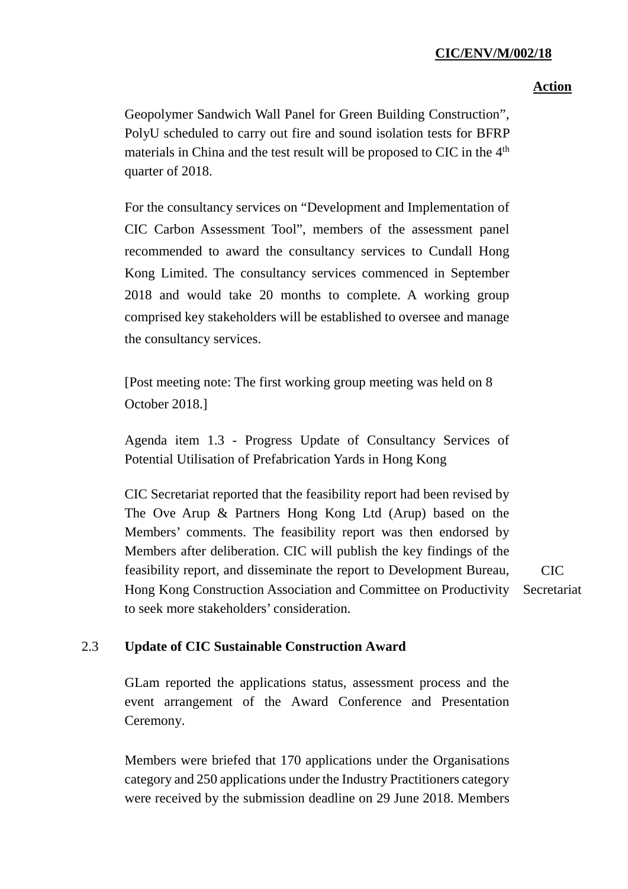**Action**

Geopolymer Sandwich Wall Panel for Green Building Construction", PolyU scheduled to carry out fire and sound isolation tests for BFRP materials in China and the test result will be proposed to CIC in the 4th quarter of 2018.

For the consultancy services on "Development and Implementation of CIC Carbon Assessment Tool", members of the assessment panel recommended to award the consultancy services to Cundall Hong Kong Limited. The consultancy services commenced in September 2018 and would take 20 months to complete. A working group comprised key stakeholders will be established to oversee and manage the consultancy services.

[Post meeting note: The first working group meeting was held on 8 October 2018.]

Agenda item 1.3 - Progress Update of Consultancy Services of Potential Utilisation of Prefabrication Yards in Hong Kong

CIC Secretariat reported that the feasibility report had been revised by The Ove Arup & Partners Hong Kong Ltd (Arup) based on the Members' comments. The feasibility report was then endorsed by Members after deliberation. CIC will publish the key findings of the feasibility report, and disseminate the report to Development Bureau, Hong Kong Construction Association and Committee on Productivity to seek more stakeholders' consideration. — CIC Secretariat

### 2.3 Update of CIC Sustainable Construction Award

GLam reported the applications status, assessment process and the event arrangement of the Award Conference and Presentation Ceremony.

Members were briefed that 170 applications under the Organisations category and 250 applications under the Industry Practitioners category were received by the submission deadline on 29 June 2018. Members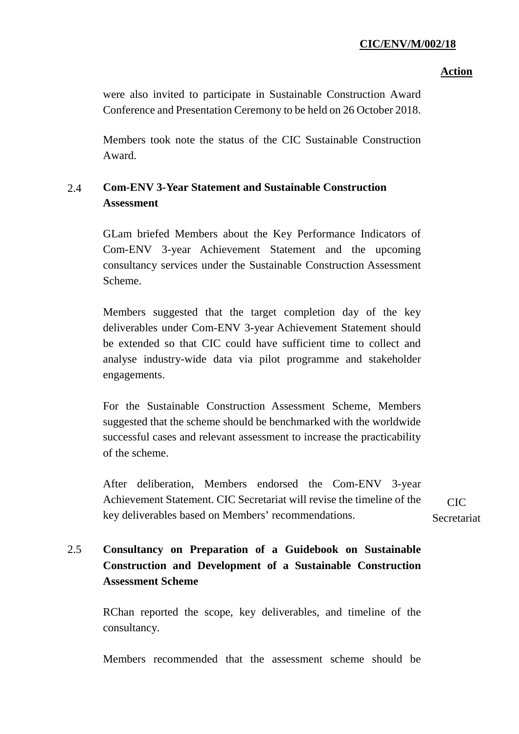were also invited to participate in Sustainable Construction Award Conference and Presentation Ceremony to be held on 26 October 2018.

Members took note the status of the CIC Sustainable Construction Award.

**2.4 Com-ENV 3-Year Statement and Sustainable Construction Assessment**

GLam briefed Members about the Key Performance Indicators of Com-ENV 3-year Achievement Statement and the upcoming consultancy services under the Sustainable Construction Assessment Scheme.

Members suggested that the target completion day of the key deliverables under Com-ENV 3-year Achievement Statement should be extended so that CIC could have sufficient time to collect and analyse industry-wide data via pilot programme and stakeholder engagements.

For the Sustainable Construction Assessment Scheme, Members suggested that the scheme should be benchmarked with the worldwide successful cases and relevant assessment to increase the practicability of the scheme.

After deliberation, Members endorsed the Com-ENV 3-year Achievement Statement. CIC Secretariat will revise the timeline of the key deliverables based on Members' recommendations. — **Action: CIC Secretariat**

**2.5 Consultancy on Preparation of a Guidebook on Sustainable Construction and Development of a Sustainable Construction Assessment Scheme**

RChan reported the scope, key deliverables, and timeline of the consultancy.

Members recommended that the assessment scheme should be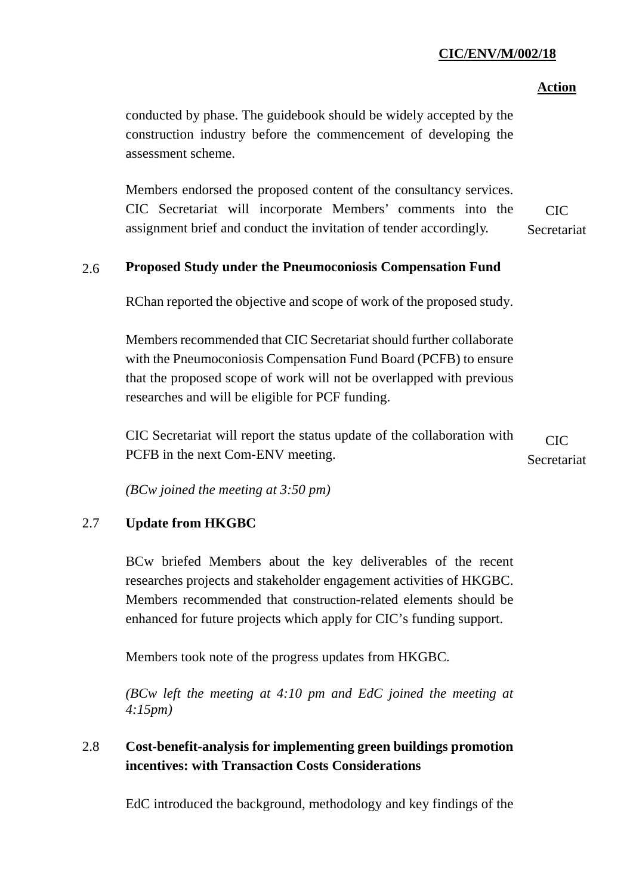**Action**

conducted by phase. The guidebook should be widely accepted by the construction industry before the commencement of developing the assessment scheme.

Members endorsed the proposed content of the consultancy services. CIC Secretariat will incorporate Members' comments into the assignment brief and conduct the invitation of tender accordingly. — **CIC Secretariat**

## 2.6 Proposed Study under the Pneumoconiosis Compensation Fund

RChan reported the objective and scope of work of the proposed study.

Members recommended that CIC Secretariat should further collaborate with the Pneumoconiosis Compensation Fund Board (PCFB) to ensure that the proposed scope of work will not be overlapped with previous researches and will be eligible for PCF funding.

CIC Secretariat will report the status update of the collaboration with PCFB in the next Com-ENV meeting. — **CIC Secretariat**

*(BCw joined the meeting at 3:50 pm)*

## 2.7 Update from HKGBC

BCw briefed Members about the key deliverables of the recent researches projects and stakeholder engagement activities of HKGBC. Members recommended that construction-related elements should be enhanced for future projects which apply for CIC's funding support.

Members took note of the progress updates from HKGBC.

*(BCw left the meeting at 4:10 pm and EdC joined the meeting at 4:15pm)*

## 2.8 Cost-benefit-analysis for implementing green buildings promotion incentives: with Transaction Costs Considerations

EdC introduced the background, methodology and key findings of the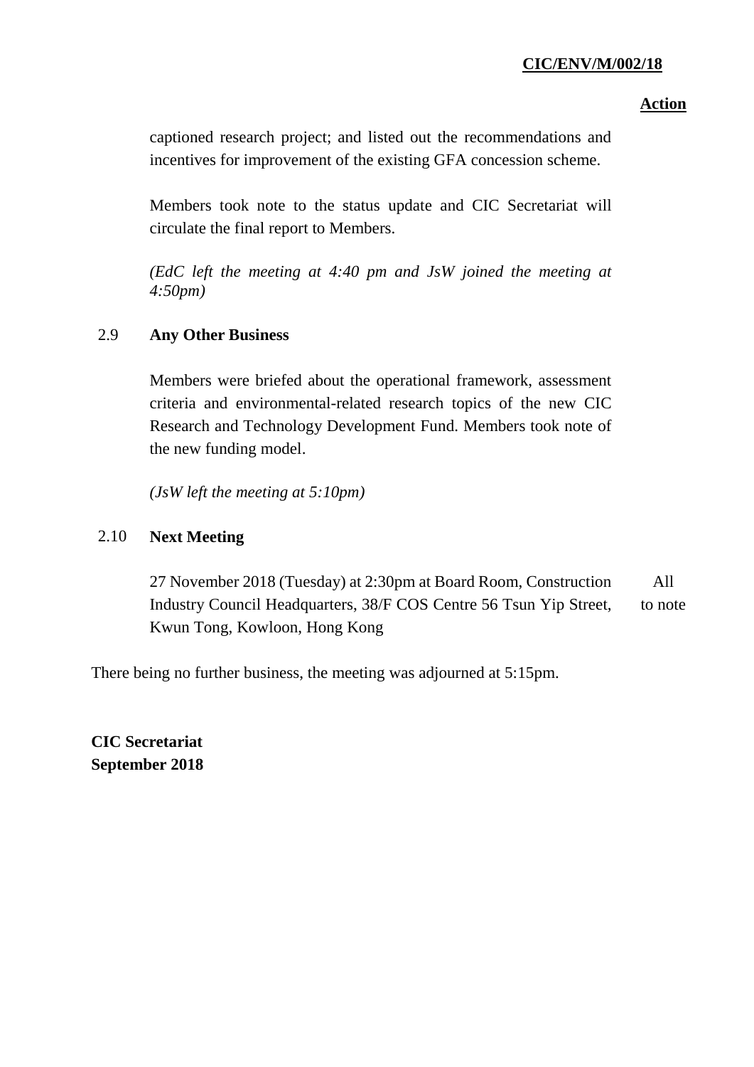**Action**

captioned research project; and listed out the recommendations and incentives for improvement of the existing GFA concession scheme.

Members took note to the status update and CIC Secretariat will circulate the final report to Members.

*(EdC left the meeting at 4:40 pm and JsW joined the meeting at 4:50pm)*

2.9 **Any Other Business**

Members were briefed about the operational framework, assessment criteria and environmental-related research topics of the new CIC Research and Technology Development Fund. Members took note of the new funding model.

*(JsW left the meeting at 5:10pm)*

2.10 **Next Meeting**

27 November 2018 (Tuesday) at 2:30pm at Board Room, Construction Industry Council Headquarters, 38/F COS Centre 56 Tsun Yip Street, Kwun Tong, Kowloon, Hong Kong — All to note

There being no further business, the meeting was adjourned at 5:15pm.

**CIC Secretariat**
**September 2018**